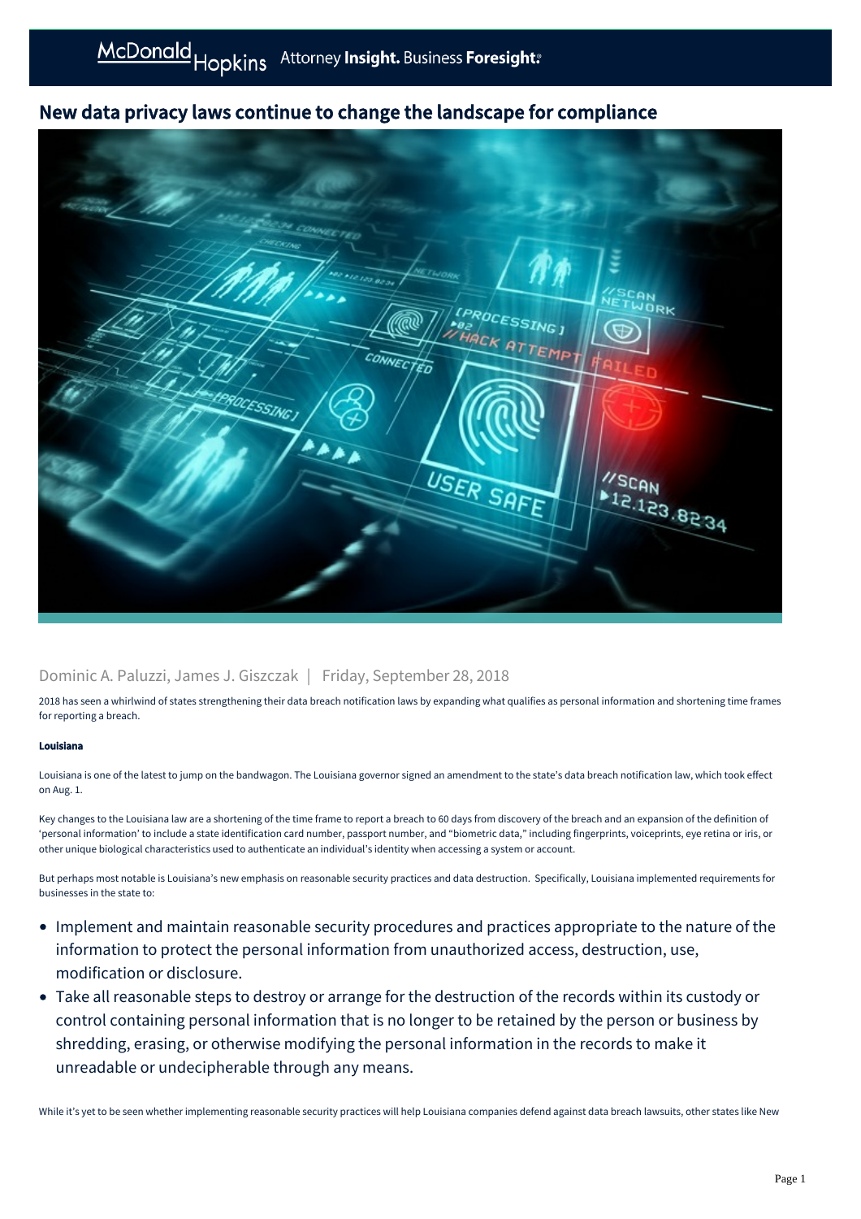# New data privacy laws continue to change the landscape for compliance

Dominic A. Paluzzi, James J. Giszczak | Friday, September 28, 2018

2018 has seen a whirlwind of states strengthening their data breach notification laws by expanding what qualifies as personal information and shortening time frames for reporting a breach.

**Louisiana**

Louisiana is one of the latest to jump on the bandwagon. The Louisiana governor signed an amendment to the state's data breach notification law, which took effect on Aug. 1.

Key changes to the Louisiana law are a shortening of the time frame to report a breach to 60 days from discovery of the breach and an expansion of the definition of 'personal information' to include a state identification card number, passport number, and "biometric data," including fingerprints, voiceprints, eye retina or iris, or other unique biological characteristics used to authenticate an individual's identity when accessing a system or account.

But perhaps most notable is Louisiana's new emphasis on reasonable security practices and data destruction. Specifically, Louisiana implemented requirements for businesses in the state to:

- Implement and maintain reasonable security procedures and practices appropriate to the nature of the information to protect the personal information from unauthorized access, destruction, use, modification or disclosure.
- Take all reasonable steps to destroy or arrange for the destruction of the records within its custody or control containing personal information that is no longer to be retained by the person or business by shredding, erasing, or otherwise modifying the personal information in the records to make it unreadable or undecipherable through any means.

While it's yet to be seen whether implementing reasonable security practices will help Louisiana companies defend against data breach lawsuits, other states like New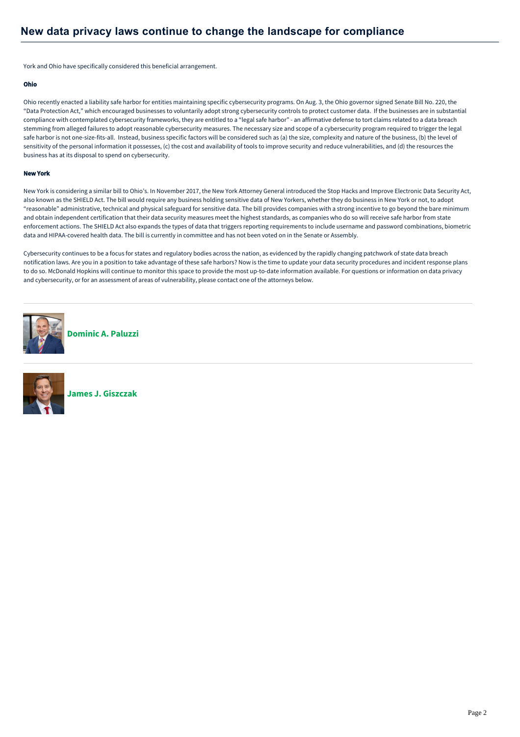York and Ohio have specifically considered this beneficial arrangement.

**Ohio**

Ohio recently enacted a liability safe harbor for entities maintaining specific cybersecurity programs. On Aug. 3, the Ohio governor signed Senate Bill No. 220, the "Data Protection Act," which encouraged businesses to voluntarily adopt strong cybersecurity controls to protect customer data. If the businesses are in substantial compliance with contemplated cybersecurity frameworks, they are entitled to a "legal safe harbor" - an affirmative defense to tort claims related to a data breach stemming from alleged failures to adopt reasonable cybersecurity measures. The necessary size and scope of a cybersecurity program required to trigger the legal safe harbor is not one-size-fits-all. Instead, business specific factors will be considered such as (a) the size, complexity and nature of the business, (b) the level of sensitivity of the personal information it possesses, (c) the cost and availability of tools to improve security and reduce vulnerabilities, and (d) the resources the business has at its disposal to spend on cybersecurity.

**New York**

New York is considering a similar bill to Ohio's. In November 2017, the New York Attorney General introduced the Stop Hacks and Improve Electronic Data Security Act, also known as the SHIELD Act. The bill would require any business holding sensitive data of New Yorkers, whether they do business in New York or not, to adopt "reasonable" administrative, technical and physical safeguard for sensitive data. The bill provides companies with a strong incentive to go beyond the bare minimum and obtain independent certification that their data security measures meet the highest standards, as companies who do so will receive safe harbor from state enforcement actions. The SHIELD Act also expands the types of data that triggers reporting requirements to include username and password combinations, biometric data and HIPAA-covered health data. The bill is currently in committee and has not been voted on in the Senate or Assembly.

Cybersecurity continues to be a focus for states and regulatory bodies across the nation, as evidenced by the rapidly changing patchwork of state data breach notification laws. Are you in a position to take advantage of these safe harbors? Now is the time to update your data security procedures and incident response plans to do so. McDonald Hopkins will continue to monitor this space to provide the most up-to-date information available. For questions or information on data privacy and cybersecurity, or for an assessment of areas of vulnerability, please contact one of the attorneys below.

**Dominic A. Paluzzi**

**James J. Giszczak**